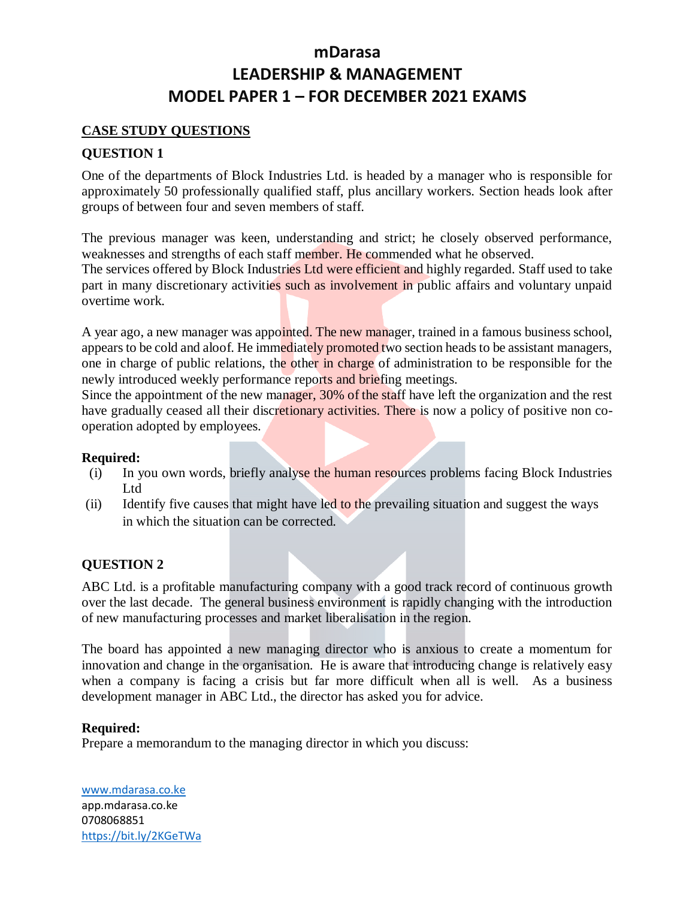# mDarasa

# LEADERSHIP & MANAGEMENT

# MODEL PAPER 1 – FOR DECEMBER 2021 EXAMS

## CASE STUDY QUESTIONS

### QUESTION 1

One of the departments of Block Industries Ltd. is headed by a manager who is responsible for approximately 50 professionally qualified staff, plus ancillary workers. Section heads look after groups of between four and seven members of staff.

The previous manager was keen, understanding and strict; he closely observed performance, weaknesses and strengths of each staff member. He commended what he observed.
The services offered by Block Industries Ltd were efficient and highly regarded. Staff used to take part in many discretionary activities such as involvement in public affairs and voluntary unpaid overtime work.

A year ago, a new manager was appointed. The new manager, trained in a famous business school, appears to be cold and aloof. He immediately promoted two section heads to be assistant managers, one in charge of public relations, the other in charge of administration to be responsible for the newly introduced weekly performance reports and briefing meetings.
Since the appointment of the new manager, 30% of the staff have left the organization and the rest have gradually ceased all their discretionary activities. There is now a policy of positive non co-operation adopted by employees.

**Required:**

(i) In you own words, briefly analyse the human resources problems facing Block Industries Ltd

(ii) Identify five causes that might have led to the prevailing situation and suggest the ways in which the situation can be corrected.

### QUESTION 2

ABC Ltd. is a profitable manufacturing company with a good track record of continuous growth over the last decade. The general business environment is rapidly changing with the introduction of new manufacturing processes and market liberalisation in the region.

The board has appointed a new managing director who is anxious to create a momentum for innovation and change in the organisation. He is aware that introducing change is relatively easy when a company is facing a crisis but far more difficult when all is well. As a business development manager in ABC Ltd., the director has asked you for advice.

**Required:**
Prepare a memorandum to the managing director in which you discuss: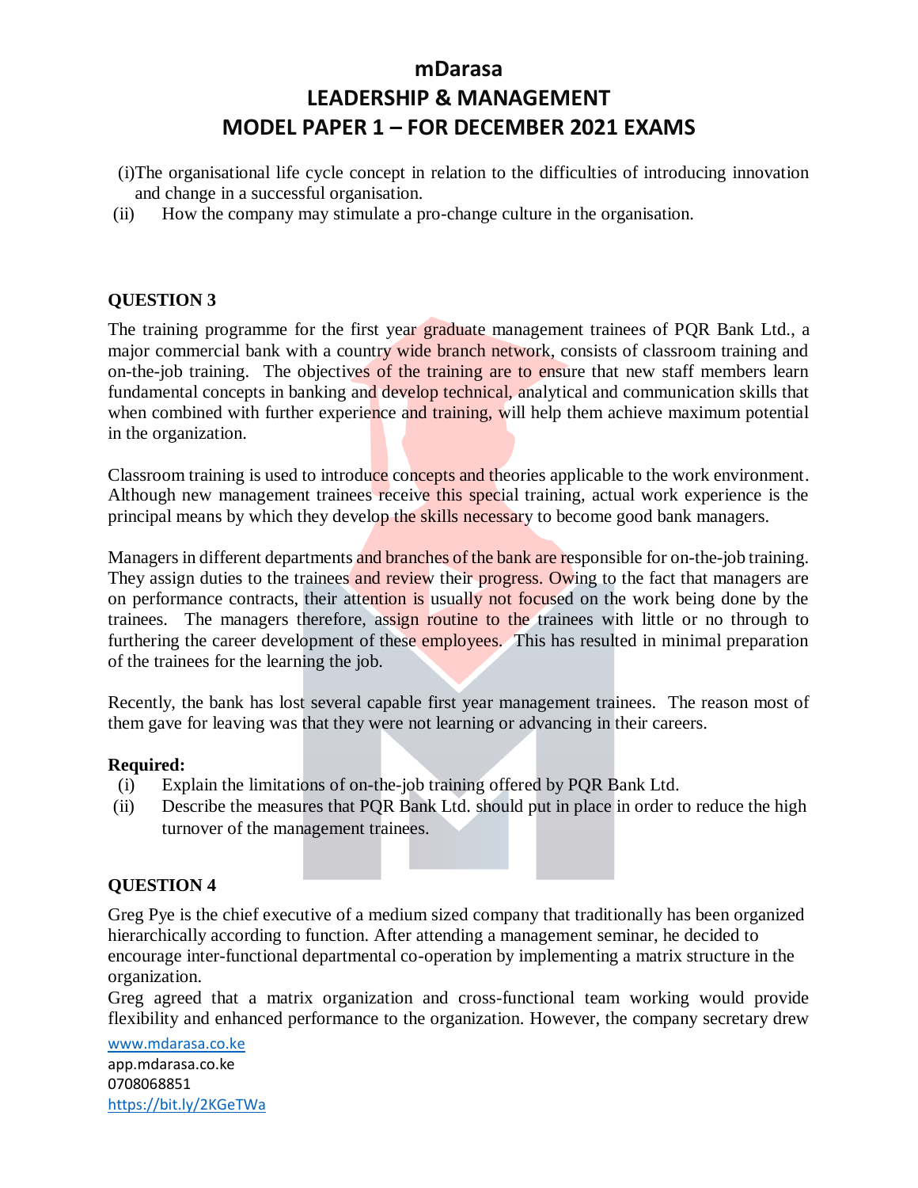(i) The organisational life cycle concept in relation to the difficulties of introducing innovation and change in a successful organisation.

(ii) How the company may stimulate a pro-change culture in the organisation.

**QUESTION 3**

The training programme for the first year graduate management trainees of PQR Bank Ltd., a major commercial bank with a country wide branch network, consists of classroom training and on-the-job training. The objectives of the training are to ensure that new staff members learn fundamental concepts in banking and develop technical, analytical and communication skills that when combined with further experience and training, will help them achieve maximum potential in the organization.

Classroom training is used to introduce concepts and theories applicable to the work environment. Although new management trainees receive this special training, actual work experience is the principal means by which they develop the skills necessary to become good bank managers.

Managers in different departments and branches of the bank are responsible for on-the-job training. They assign duties to the trainees and review their progress. Owing to the fact that managers are on performance contracts, their attention is usually not focused on the work being done by the trainees. The managers therefore, assign routine to the trainees with little or no through to furthering the career development of these employees. This has resulted in minimal preparation of the trainees for the learning the job.

Recently, the bank has lost several capable first year management trainees. The reason most of them gave for leaving was that they were not learning or advancing in their careers.

**Required:**

(i) Explain the limitations of on-the-job training offered by PQR Bank Ltd.

(ii) Describe the measures that PQR Bank Ltd. should put in place in order to reduce the high turnover of the management trainees.

**QUESTION 4**

Greg Pye is the chief executive of a medium sized company that traditionally has been organized hierarchically according to function. After attending a management seminar, he decided to encourage inter-functional departmental co-operation by implementing a matrix structure in the organization.

Greg agreed that a matrix organization and cross-functional team working would provide flexibility and enhanced performance to the organization. However, the company secretary drew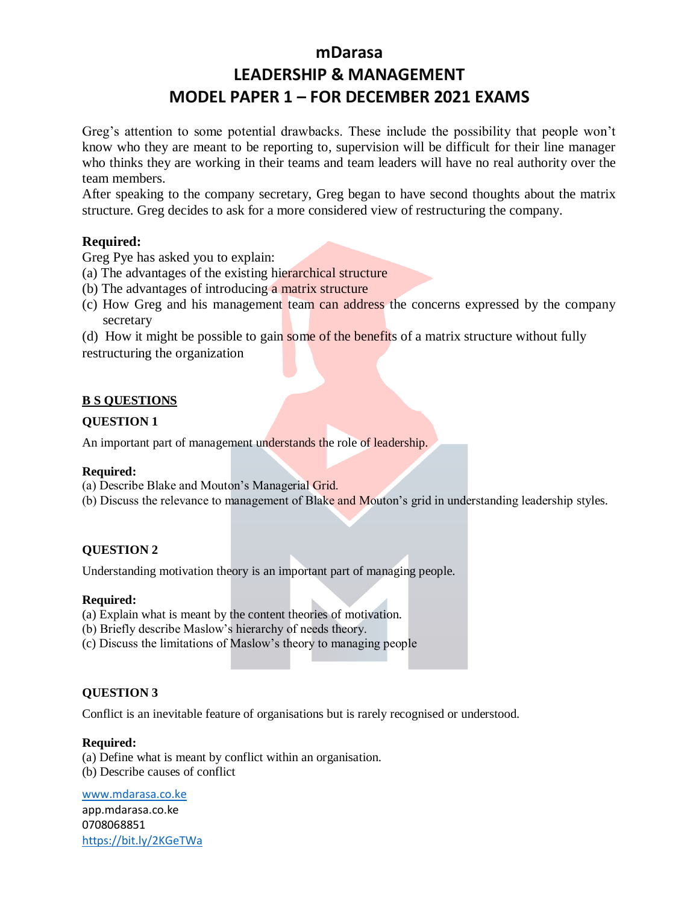Greg's attention to some potential drawbacks. These include the possibility that people won't know who they are meant to be reporting to, supervision will be difficult for their line manager who thinks they are working in their teams and team leaders will have no real authority over the team members.

After speaking to the company secretary, Greg began to have second thoughts about the matrix structure. Greg decides to ask for a more considered view of restructuring the company.

**Required:**

Greg Pye has asked you to explain:

(a) The advantages of the existing hierarchical structure

(b) The advantages of introducing a matrix structure

(c) How Greg and his management team can address the concerns expressed by the company secretary

(d) How it might be possible to gain some of the benefits of a matrix structure without fully restructuring the organization

**B S QUESTIONS**

**QUESTION 1**

An important part of management understands the role of leadership.

**Required:**

(a) Describe Blake and Mouton's Managerial Grid.

(b) Discuss the relevance to management of Blake and Mouton's grid in understanding leadership styles.

**QUESTION 2**

Understanding motivation theory is an important part of managing people.

**Required:**

(a) Explain what is meant by the content theories of motivation.

(b) Briefly describe Maslow's hierarchy of needs theory.

(c) Discuss the limitations of Maslow's theory to managing people

**QUESTION 3**

Conflict is an inevitable feature of organisations but is rarely recognised or understood.

**Required:**

(a) Define what is meant by conflict within an organisation.

(b) Describe causes of conflict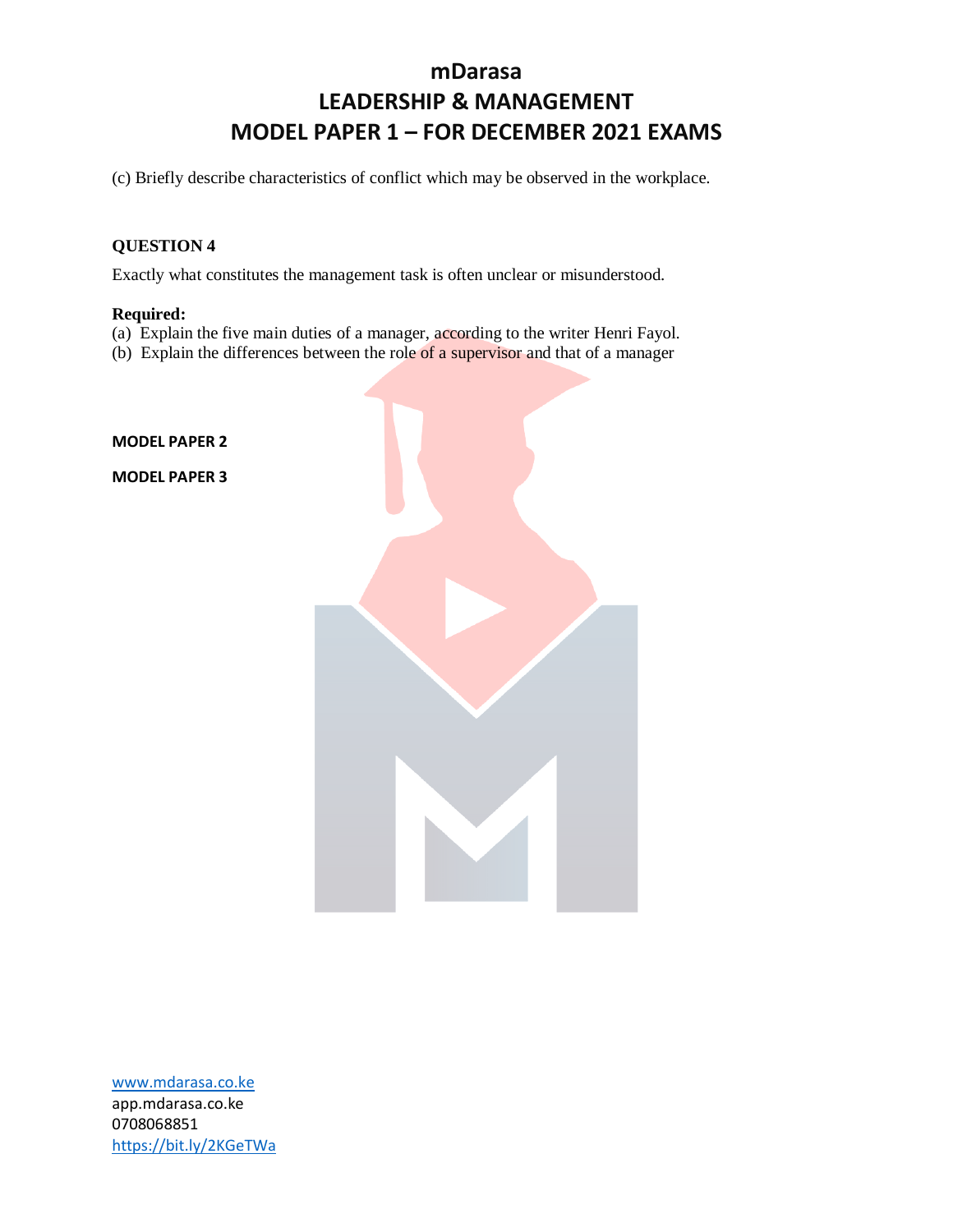(c) Briefly describe characteristics of conflict which may be observed in the workplace.

**QUESTION 4**

Exactly what constitutes the management task is often unclear or misunderstood.

**Required:**

(a) Explain the five main duties of a manager, according to the writer Henri Fayol.
(b) Explain the differences between the role of a supervisor and that of a manager

**MODEL PAPER 2**

**MODEL PAPER 3**

www.mdarasa.co.ke
app.mdarasa.co.ke
0708068851
https://bit.ly/2KGeTWa